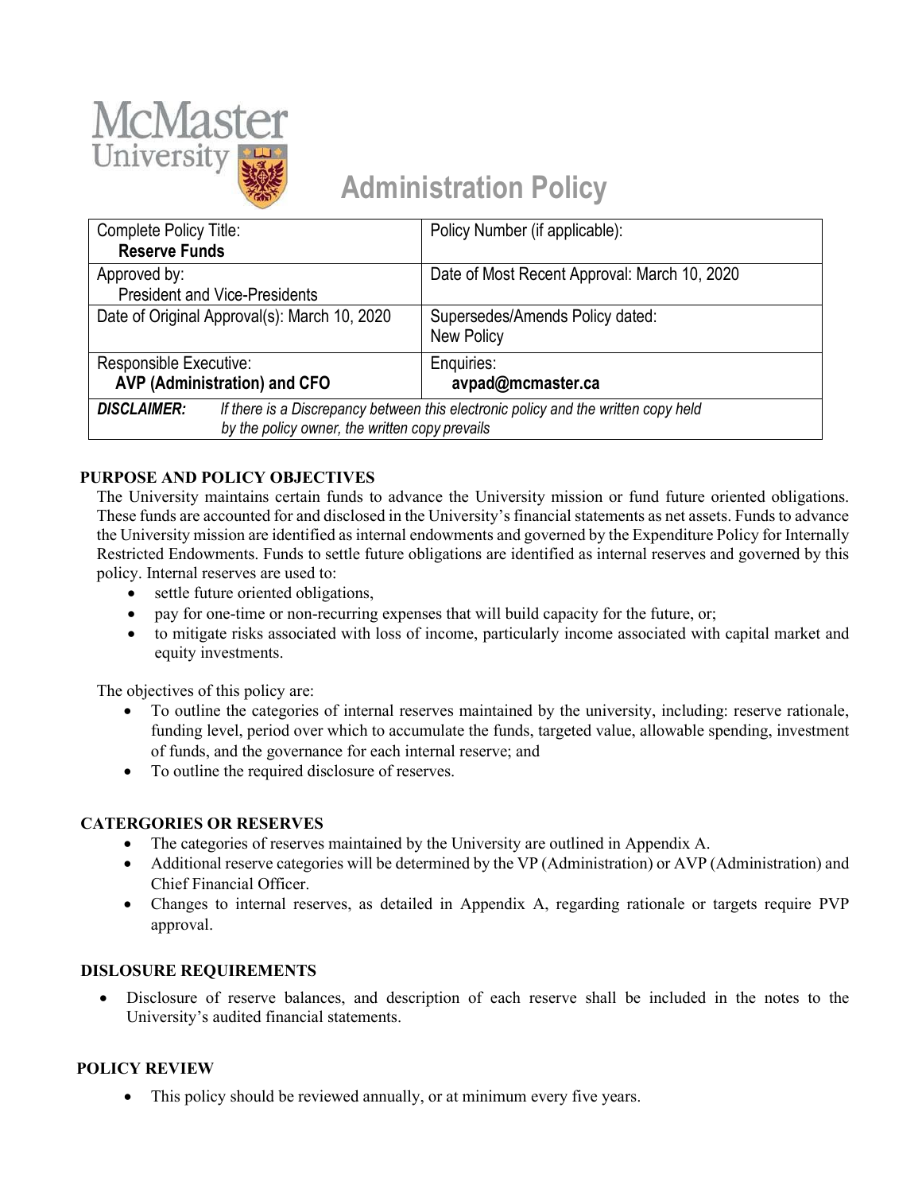# Administration Policy

| Complete Policy Title: **Reserve Funds** | Policy Number (if applicable): |
|---|---|
| Approved by: President and Vice-Presidents | Date of Most Recent Approval: March 10, 2020 |
| Date of Original Approval(s): March 10, 2020 | Supersedes/Amends Policy dated: New Policy |
| Responsible Executive: **AVP (Administration) and CFO** | Enquiries: **avpad@mcmaster.ca** |
| ***DISCLAIMER:*** *If there is a Discrepancy between this electronic policy and the written copy held by the policy owner, the written copy prevails* | |

## PURPOSE AND POLICY OBJECTIVES

The University maintains certain funds to advance the University mission or fund future oriented obligations. These funds are accounted for and disclosed in the University's financial statements as net assets. Funds to advance the University mission are identified as internal endowments and governed by the Expenditure Policy for Internally Restricted Endowments. Funds to settle future obligations are identified as internal reserves and governed by this policy. Internal reserves are used to:

- settle future oriented obligations,
- pay for one-time or non-recurring expenses that will build capacity for the future, or;
- to mitigate risks associated with loss of income, particularly income associated with capital market and equity investments.

The objectives of this policy are:

- To outline the categories of internal reserves maintained by the university, including: reserve rationale, funding level, period over which to accumulate the funds, targeted value, allowable spending, investment of funds, and the governance for each internal reserve; and
- To outline the required disclosure of reserves.

## CATERGORIES OR RESERVES

- The categories of reserves maintained by the University are outlined in Appendix A.
- Additional reserve categories will be determined by the VP (Administration) or AVP (Administration) and Chief Financial Officer.
- Changes to internal reserves, as detailed in Appendix A, regarding rationale or targets require PVP approval.

## DISLOSURE REQUIREMENTS

- Disclosure of reserve balances, and description of each reserve shall be included in the notes to the University's audited financial statements.

## POLICY REVIEW

- This policy should be reviewed annually, or at minimum every five years.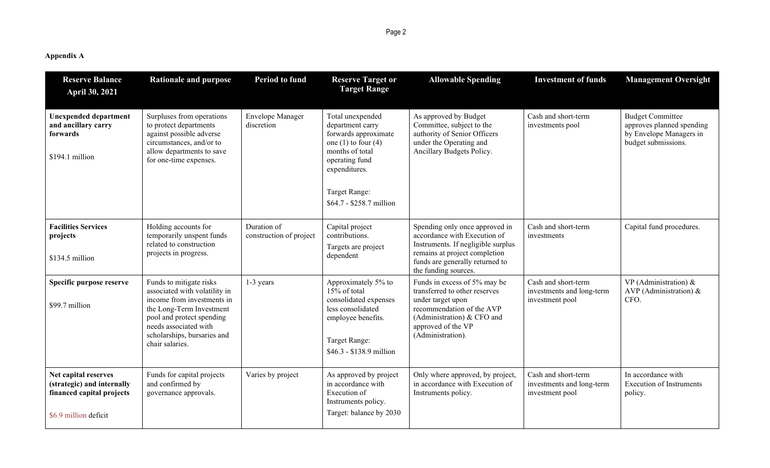**Appendix A**

| Reserve Balance April 30, 2021 | Rationale and purpose | Period to fund | Reserve Target or Target Range | Allowable Spending | Investment of funds | Management Oversight |
|---|---|---|---|---|---|---|
| **Unexpended department and ancillary carry forwards**<br><br>$194.1 million | Surpluses from operations to protect departments against possible adverse circumstances, and/or to allow departments to save for one-time expenses. | Envelope Manager discretion | Total unexpended department carry forwards approximate one (1) to four (4) months of total operating fund expenditures.<br><br>Target Range:<br>$64.7 - $258.7 million | As approved by Budget Committee, subject to the authority of Senior Officers under the Operating and Ancillary Budgets Policy. | Cash and short-term investments pool | Budget Committee approves planned spending by Envelope Managers in budget submissions. |
| **Facilities Services projects**<br><br>$134.5 million | Holding accounts for temporarily unspent funds related to construction projects in progress. | Duration of construction of project | Capital project contributions.<br>Targets are project dependent | Spending only once approved in accordance with Execution of Instruments. If negligible surplus remains at project completion funds are generally returned to the funding sources. | Cash and short-term investments | Capital fund procedures. |
| **Specific purpose reserve**<br><br>$99.7 million | Funds to mitigate risks associated with volatility in income from investments in the Long-Term Investment pool and protect spending needs associated with scholarships, bursaries and chair salaries. | 1-3 years | Approximately 5% to 15% of total consolidated expenses less consolidated employee benefits.<br><br>Target Range:<br>$46.3 - $138.9 million | Funds in excess of 5% may be transferred to other reserves under target upon recommendation of the AVP (Administration) & CFO and approved of the VP (Administration). | Cash and short-term investments and long-term investment pool | VP (Administration) & AVP (Administration) & CFO. |
| **Net capital reserves (strategic) and internally financed capital projects**<br><br>$6.9 million deficit | Funds for capital projects and confirmed by governance approvals. | Varies by project | As approved by project in accordance with Execution of Instruments policy.<br>Target: balance by 2030 | Only where approved, by project, in accordance with Execution of Instruments policy. | Cash and short-term investments and long-term investment pool | In accordance with Execution of Instruments policy. |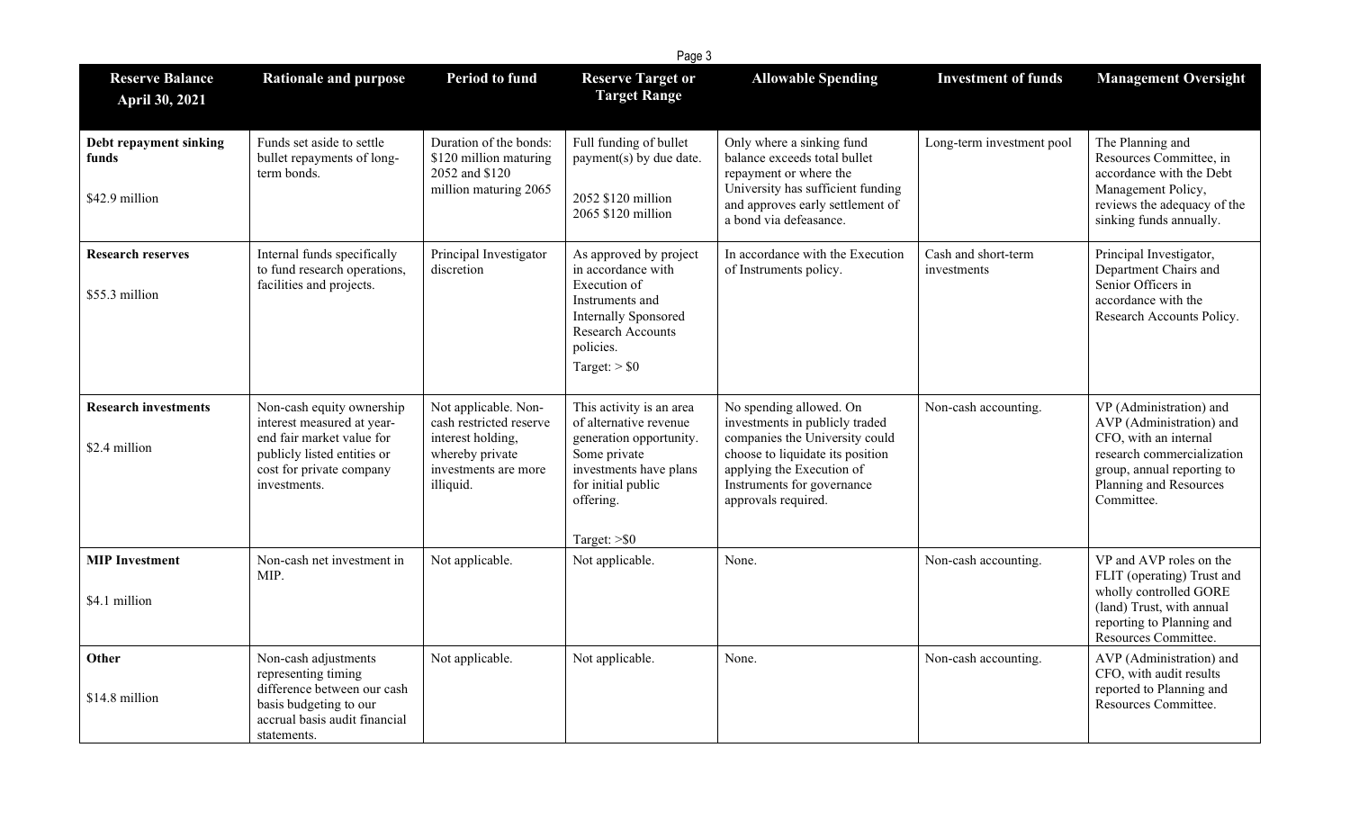| Reserve Balance April 30, 2021 | Rationale and purpose | Period to fund | Reserve Target or Target Range | Allowable Spending | Investment of funds | Management Oversight |
|---|---|---|---|---|---|---|
| **Debt repayment sinking funds**<br><br>$42.9 million | Funds set aside to settle bullet repayments of long-term bonds. | Duration of the bonds: $120 million maturing 2052 and $120 million maturing 2065 | Full funding of bullet payment(s) by due date.<br><br>2052 $120 million<br>2065 $120 million | Only where a sinking fund balance exceeds total bullet repayment or where the University has sufficient funding and approves early settlement of a bond via defeasance. | Long-term investment pool | The Planning and Resources Committee, in accordance with the Debt Management Policy, reviews the adequacy of the sinking funds annually. |
| **Research reserves**<br><br>$55.3 million | Internal funds specifically to fund research operations, facilities and projects. | Principal Investigator discretion | As approved by project in accordance with Execution of Instruments and Internally Sponsored Research Accounts policies.<br>Target: > $0 | In accordance with the Execution of Instruments policy. | Cash and short-term investments | Principal Investigator, Department Chairs and Senior Officers in accordance with the Research Accounts Policy. |
| **Research investments**<br><br>$2.4 million | Non-cash equity ownership interest measured at year-end fair market value for publicly listed entities or cost for private company investments. | Not applicable. Non-cash restricted reserve interest holding, whereby private investments are more illiquid. | This activity is an area of alternative revenue generation opportunity. Some private investments have plans for initial public offering.<br><br>Target: >$0 | No spending allowed. On investments in publicly traded companies the University could choose to liquidate its position applying the Execution of Instruments for governance approvals required. | Non-cash accounting. | VP (Administration) and AVP (Administration) and CFO, with an internal research commercialization group, annual reporting to Planning and Resources Committee. |
| **MIP Investment**<br><br>$4.1 million | Non-cash net investment in MIP. | Not applicable. | Not applicable. | None. | Non-cash accounting. | VP and AVP roles on the FLIT (operating) Trust and wholly controlled GORE (land) Trust, with annual reporting to Planning and Resources Committee. |
| **Other**<br><br>$14.8 million | Non-cash adjustments representing timing difference between our cash basis budgeting to our accrual basis audit financial statements. | Not applicable. | Not applicable. | None. | Non-cash accounting. | AVP (Administration) and CFO, with audit results reported to Planning and Resources Committee. |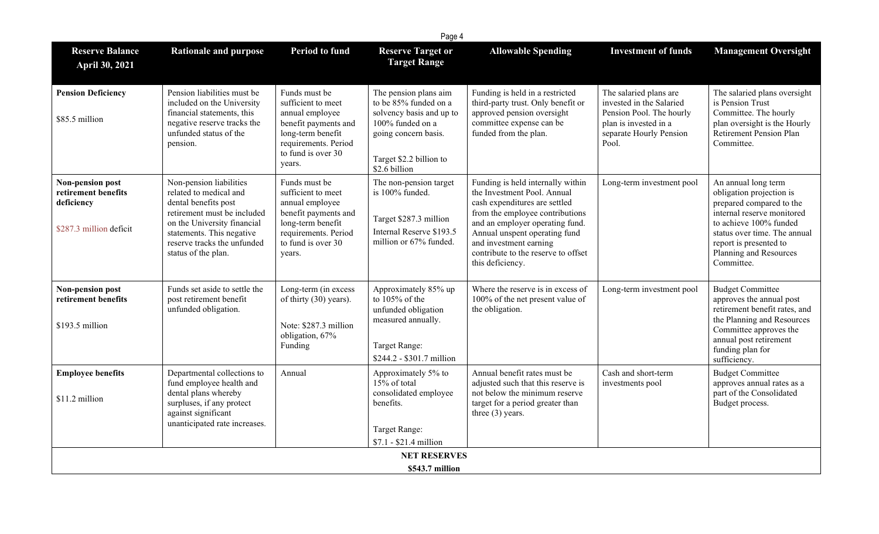| Reserve Balance April 30, 2021 | Rationale and purpose | Period to fund | Reserve Target or Target Range | Allowable Spending | Investment of funds | Management Oversight |
|---|---|---|---|---|---|---|
| **Pension Deficiency**<br><br>$85.5 million | Pension liabilities must be included on the University financial statements, this negative reserve tracks the unfunded status of the pension. | Funds must be sufficient to meet annual employee benefit payments and long-term benefit requirements. Period to fund is over 30 years. | The pension plans aim to be 85% funded on a solvency basis and up to 100% funded on a going concern basis.<br><br>Target $2.2 billion to $2.6 billion | Funding is held in a restricted third-party trust. Only benefit or approved pension oversight committee expense can be funded from the plan. | The salaried plans are invested in the Salaried Pension Pool. The hourly plan is invested in a separate Hourly Pension Pool. | The salaried plans oversight is Pension Trust Committee. The hourly plan oversight is the Hourly Retirement Pension Plan Committee. |
| **Non-pension post retirement benefits deficiency**<br><br>$287.3 million deficit | Non-pension liabilities related to medical and dental benefits post retirement must be included on the University financial statements. This negative reserve tracks the unfunded status of the plan. | Funds must be sufficient to meet annual employee benefit payments and long-term benefit requirements. Period to fund is over 30 years. | The non-pension target is 100% funded.<br><br>Target $287.3 million<br>Internal Reserve $193.5 million or 67% funded. | Funding is held internally within the Investment Pool. Annual cash expenditures are settled from the employee contributions and an employer operating fund. Annual unspent operating fund and investment earning contribute to the reserve to offset this deficiency. | Long-term investment pool | An annual long term obligation projection is prepared compared to the internal reserve monitored to achieve 100% funded status over time. The annual report is presented to Planning and Resources Committee. |
| **Non-pension post retirement benefits**<br><br>$193.5 million | Funds set aside to settle the post retirement benefit unfunded obligation. | Long-term (in excess of thirty (30) years).<br><br>Note: $287.3 million obligation, 67% Funding | Approximately 85% up to 105% of the unfunded obligation measured annually.<br><br>Target Range:<br>$244.2 - $301.7 million | Where the reserve is in excess of 100% of the net present value of the obligation. | Long-term investment pool | Budget Committee approves the annual post retirement benefit rates, and the Planning and Resources Committee approves the annual post retirement funding plan for sufficiency. |
| **Employee benefits**<br><br>$11.2 million | Departmental collections to fund employee health and dental plans whereby surpluses, if any protect against significant unanticipated rate increases. | Annual | Approximately 5% to 15% of total consolidated employee benefits.<br><br>Target Range:<br>$7.1 - $21.4 million | Annual benefit rates must be adjusted such that this reserve is not below the minimum reserve target for a period greater than three (3) years. | Cash and short-term investments pool | Budget Committee approves annual rates as a part of the Consolidated Budget process. |
| | | | **NET RESERVES**<br>**$543.7 million** | | | |